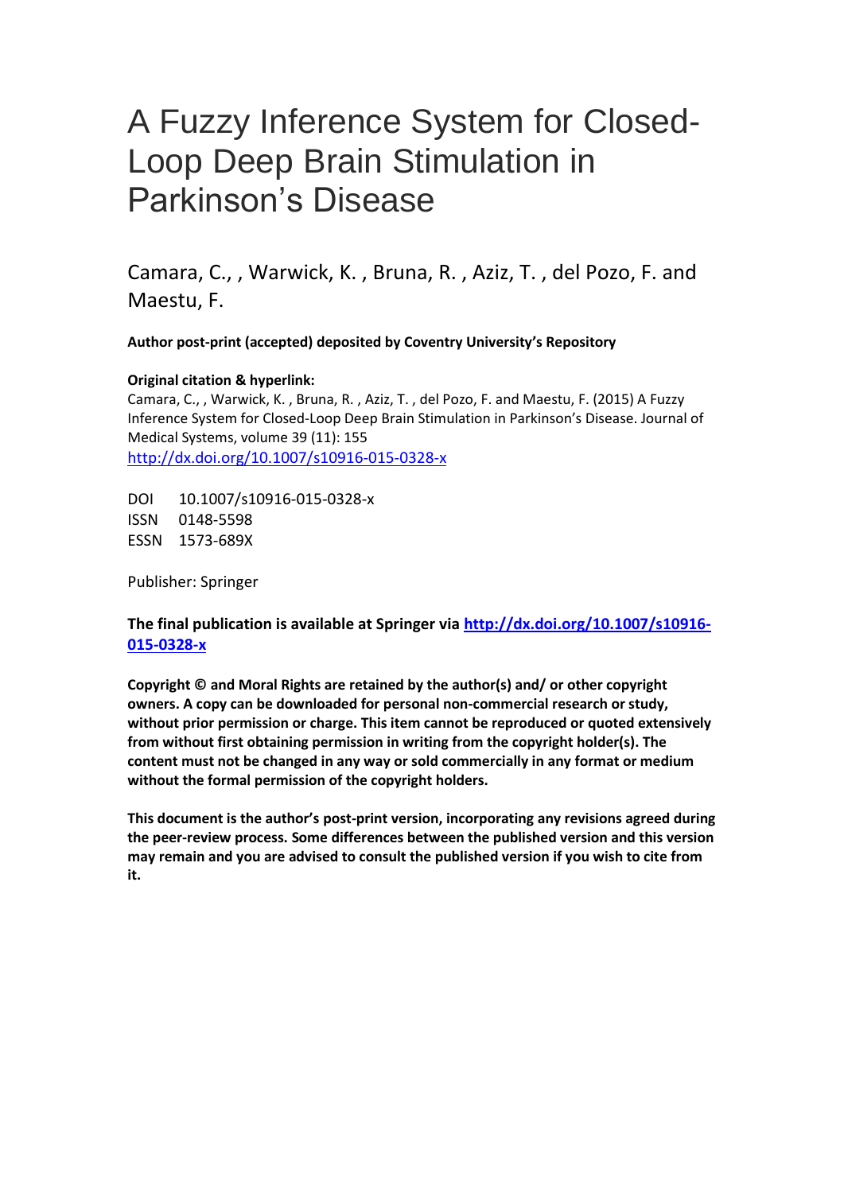# A Fuzzy Inference System for Closed-Loop Deep Brain Stimulation in Parkinson's Disease

Camara, C., , Warwick, K. , Bruna, R. , Aziz, T. , del Pozo, F. and Maestu, F.

**Author post-print (accepted) deposited by Coventry University's Repository**

**Original citation & hyperlink:**

Camara, C., , Warwick, K. , Bruna, R. , Aziz, T. , del Pozo, F. and Maestu, F. (2015) A Fuzzy Inference System for Closed-Loop Deep Brain Stimulation in Parkinson's Disease. Journal of Medical Systems, volume 39 (11): 155

http://dx.doi.org/10.1007/s10916-015-0328-x

DOI 10.1007/s10916-015-0328-x

ISSN 0148-5598

ESSN 1573-689X

Publisher: Springer

**The final publication is available at Springer via http://dx.doi.org/10.1007/s10916-015-0328-x**

**Copyright © and Moral Rights are retained by the author(s) and/ or other copyright owners. A copy can be downloaded for personal non-commercial research or study, without prior permission or charge. This item cannot be reproduced or quoted extensively from without first obtaining permission in writing from the copyright holder(s). The content must not be changed in any way or sold commercially in any format or medium without the formal permission of the copyright holders.**

**This document is the author's post-print version, incorporating any revisions agreed during the peer-review process. Some differences between the published version and this version may remain and you are advised to consult the published version if you wish to cite from it.**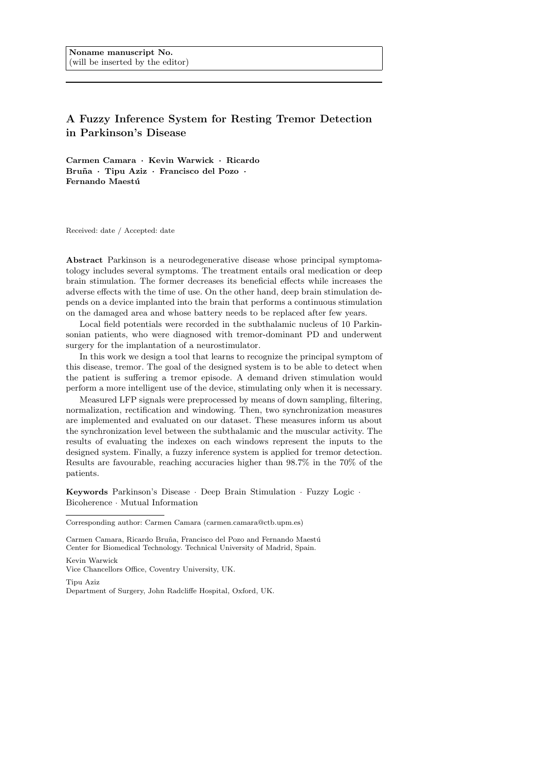Noname manuscript No.
(will be inserted by the editor)

# A Fuzzy Inference System for Resting Tremor Detection in Parkinson's Disease

**Carmen Camara · Kevin Warwick · Ricardo Bruña · Tipu Aziz · Francisco del Pozo · Fernando Maestú**

Received: date / Accepted: date

**Abstract** Parkinson is a neurodegenerative disease whose principal symptomatology includes several symptoms. The treatment entails oral medication or deep brain stimulation. The former decreases its beneficial effects while increases the adverse effects with the time of use. On the other hand, deep brain stimulation depends on a device implanted into the brain that performs a continuous stimulation on the damaged area and whose battery needs to be replaced after few years.

Local field potentials were recorded in the subthalamic nucleus of 10 Parkinsonian patients, who were diagnosed with tremor-dominant PD and underwent surgery for the implantation of a neurostimulator.

In this work we design a tool that learns to recognize the principal symptom of this disease, tremor. The goal of the designed system is to be able to detect when the patient is suffering a tremor episode. A demand driven stimulation would perform a more intelligent use of the device, stimulating only when it is necessary.

Measured LFP signals were preprocessed by means of down sampling, filtering, normalization, rectification and windowing. Then, two synchronization measures are implemented and evaluated on our dataset. These measures inform us about the synchronization level between the subthalamic and the muscular activity. The results of evaluating the indexes on each windows represent the inputs to the designed system. Finally, a fuzzy inference system is applied for tremor detection. Results are favourable, reaching accuracies higher than 98.7% in the 70% of the patients.

**Keywords** Parkinson's Disease · Deep Brain Stimulation · Fuzzy Logic · Bicoherence · Mutual Information

---

Corresponding author: Carmen Camara (carmen.camara@ctb.upm.es)

Carmen Camara, Ricardo Bruña, Francisco del Pozo and Fernando Maestú
Center for Biomedical Technology. Technical University of Madrid, Spain.

Kevin Warwick
Vice Chancellors Office, Coventry University, UK.

Tipu Aziz
Department of Surgery, John Radcliffe Hospital, Oxford, UK.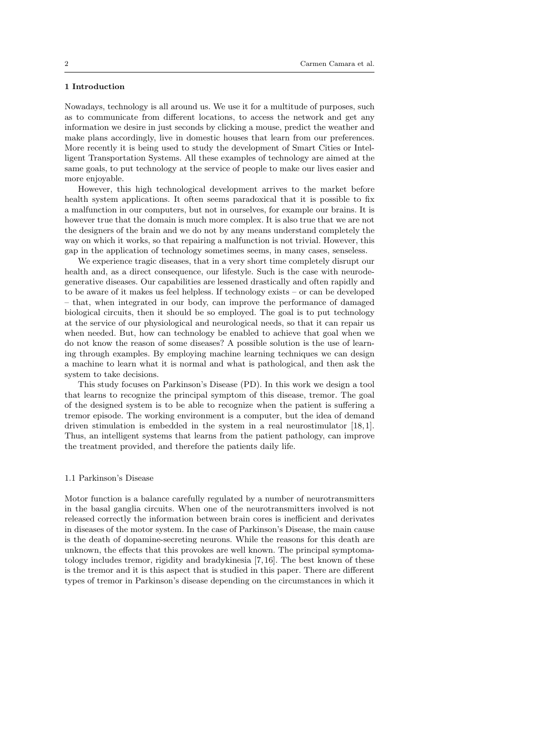## 1 Introduction

Nowadays, technology is all around us. We use it for a multitude of purposes, such as to communicate from different locations, to access the network and get any information we desire in just seconds by clicking a mouse, predict the weather and make plans accordingly, live in domestic houses that learn from our preferences. More recently it is being used to study the development of Smart Cities or Intelligent Transportation Systems. All these examples of technology are aimed at the same goals, to put technology at the service of people to make our lives easier and more enjoyable.

However, this high technological development arrives to the market before health system applications. It often seems paradoxical that it is possible to fix a malfunction in our computers, but not in ourselves, for example our brains. It is however true that the domain is much more complex. It is also true that we are not the designers of the brain and we do not by any means understand completely the way on which it works, so that repairing a malfunction is not trivial. However, this gap in the application of technology sometimes seems, in many cases, senseless.

We experience tragic diseases, that in a very short time completely disrupt our health and, as a direct consequence, our lifestyle. Such is the case with neurodegenerative diseases. Our capabilities are lessened drastically and often rapidly and to be aware of it makes us feel helpless. If technology exists – or can be developed – that, when integrated in our body, can improve the performance of damaged biological circuits, then it should be so employed. The goal is to put technology at the service of our physiological and neurological needs, so that it can repair us when needed. But, how can technology be enabled to achieve that goal when we do not know the reason of some diseases? A possible solution is the use of learning through examples. By employing machine learning techniques we can design a machine to learn what it is normal and what is pathological, and then ask the system to take decisions.

This study focuses on Parkinson's Disease (PD). In this work we design a tool that learns to recognize the principal symptom of this disease, tremor. The goal of the designed system is to be able to recognize when the patient is suffering a tremor episode. The working environment is a computer, but the idea of demand driven stimulation is embedded in the system in a real neurostimulator [18, 1]. Thus, an intelligent systems that learns from the patient pathology, can improve the treatment provided, and therefore the patients daily life.

### 1.1 Parkinson's Disease

Motor function is a balance carefully regulated by a number of neurotransmitters in the basal ganglia circuits. When one of the neurotransmitters involved is not released correctly the information between brain cores is inefficient and derivates in diseases of the motor system. In the case of Parkinson's Disease, the main cause is the death of dopamine-secreting neurons. While the reasons for this death are unknown, the effects that this provokes are well known. The principal symptomatology includes tremor, rigidity and bradykinesia [7, 16]. The best known of these is the tremor and it is this aspect that is studied in this paper. There are different types of tremor in Parkinson's disease depending on the circumstances in which it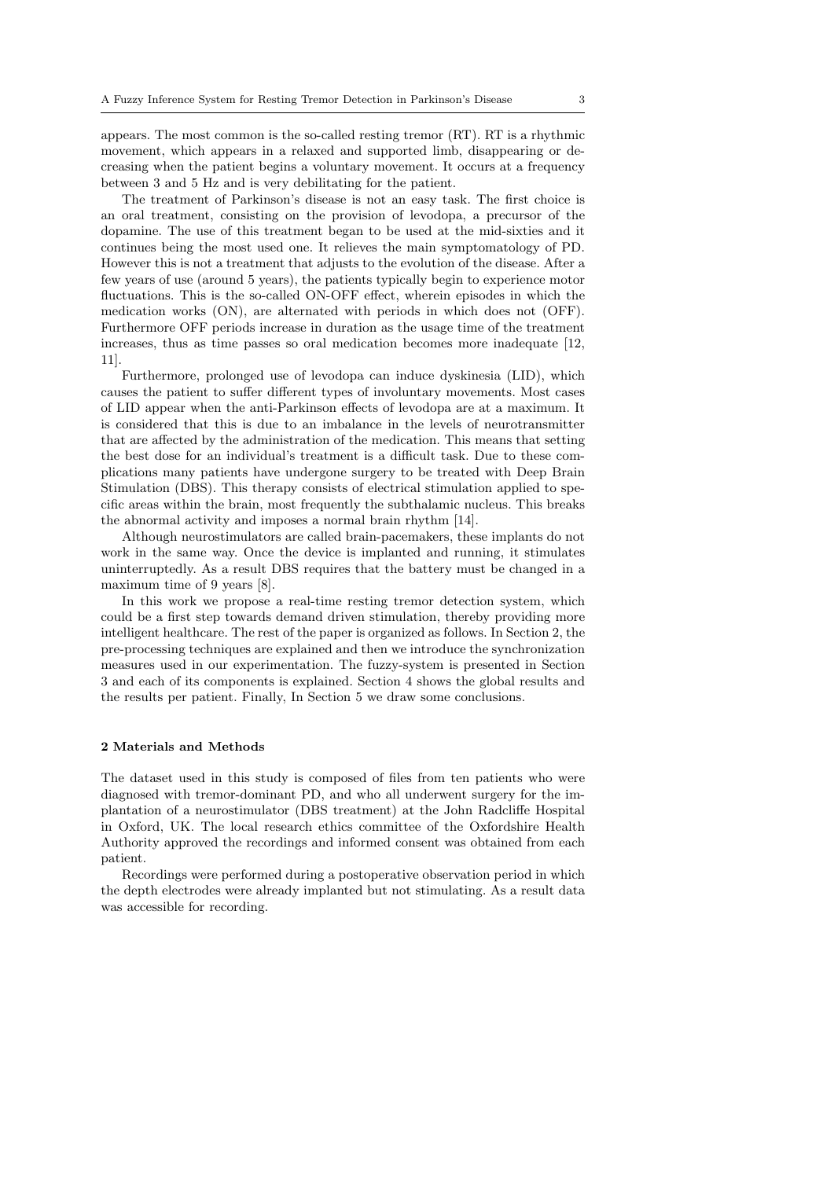appears. The most common is the so-called resting tremor (RT). RT is a rhythmic movement, which appears in a relaxed and supported limb, disappearing or decreasing when the patient begins a voluntary movement. It occurs at a frequency between 3 and 5 Hz and is very debilitating for the patient.

The treatment of Parkinson's disease is not an easy task. The first choice is an oral treatment, consisting on the provision of levodopa, a precursor of the dopamine. The use of this treatment began to be used at the mid-sixties and it continues being the most used one. It relieves the main symptomatology of PD. However this is not a treatment that adjusts to the evolution of the disease. After a few years of use (around 5 years), the patients typically begin to experience motor fluctuations. This is the so-called ON-OFF effect, wherein episodes in which the medication works (ON), are alternated with periods in which does not (OFF). Furthermore OFF periods increase in duration as the usage time of the treatment increases, thus as time passes so oral medication becomes more inadequate [12, 11].

Furthermore, prolonged use of levodopa can induce dyskinesia (LID), which causes the patient to suffer different types of involuntary movements. Most cases of LID appear when the anti-Parkinson effects of levodopa are at a maximum. It is considered that this is due to an imbalance in the levels of neurotransmitter that are affected by the administration of the medication. This means that setting the best dose for an individual's treatment is a difficult task. Due to these complications many patients have undergone surgery to be treated with Deep Brain Stimulation (DBS). This therapy consists of electrical stimulation applied to specific areas within the brain, most frequently the subthalamic nucleus. This breaks the abnormal activity and imposes a normal brain rhythm [14].

Although neurostimulators are called brain-pacemakers, these implants do not work in the same way. Once the device is implanted and running, it stimulates uninterruptedly. As a result DBS requires that the battery must be changed in a maximum time of 9 years [8].

In this work we propose a real-time resting tremor detection system, which could be a first step towards demand driven stimulation, thereby providing more intelligent healthcare. The rest of the paper is organized as follows. In Section 2, the pre-processing techniques are explained and then we introduce the synchronization measures used in our experimentation. The fuzzy-system is presented in Section 3 and each of its components is explained. Section 4 shows the global results and the results per patient. Finally, In Section 5 we draw some conclusions.

## 2 Materials and Methods

The dataset used in this study is composed of files from ten patients who were diagnosed with tremor-dominant PD, and who all underwent surgery for the implantation of a neurostimulator (DBS treatment) at the John Radcliffe Hospital in Oxford, UK. The local research ethics committee of the Oxfordshire Health Authority approved the recordings and informed consent was obtained from each patient.

Recordings were performed during a postoperative observation period in which the depth electrodes were already implanted but not stimulating. As a result data was accessible for recording.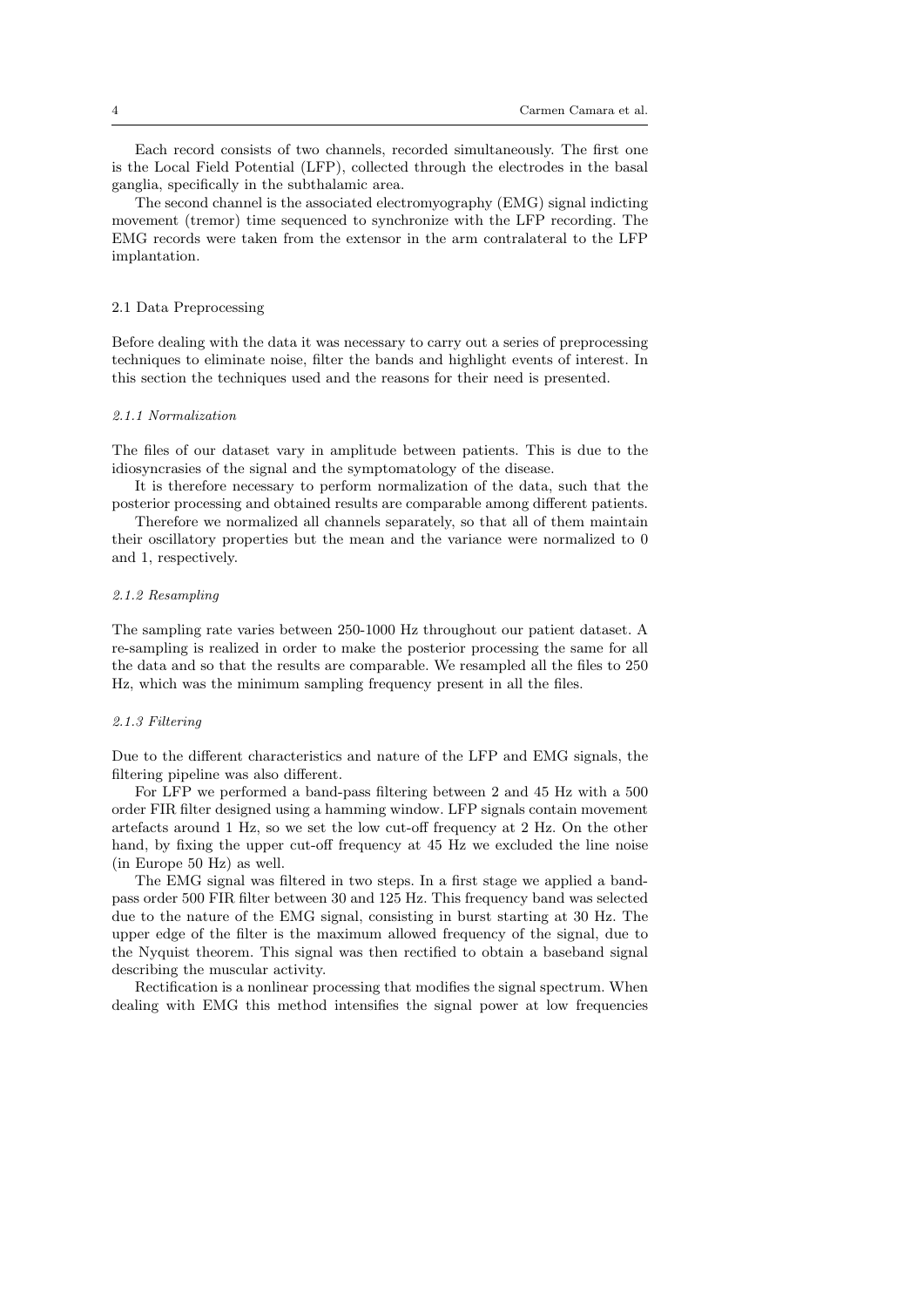Each record consists of two channels, recorded simultaneously. The first one is the Local Field Potential (LFP), collected through the electrodes in the basal ganglia, specifically in the subthalamic area.

The second channel is the associated electromyography (EMG) signal indicting movement (tremor) time sequenced to synchronize with the LFP recording. The EMG records were taken from the extensor in the arm contralateral to the LFP implantation.

### 2.1 Data Preprocessing

Before dealing with the data it was necessary to carry out a series of preprocessing techniques to eliminate noise, filter the bands and highlight events of interest. In this section the techniques used and the reasons for their need is presented.

#### *2.1.1 Normalization*

The files of our dataset vary in amplitude between patients. This is due to the idiosyncrasies of the signal and the symptomatology of the disease.

It is therefore necessary to perform normalization of the data, such that the posterior processing and obtained results are comparable among different patients.

Therefore we normalized all channels separately, so that all of them maintain their oscillatory properties but the mean and the variance were normalized to 0 and 1, respectively.

#### *2.1.2 Resampling*

The sampling rate varies between 250-1000 Hz throughout our patient dataset. A re-sampling is realized in order to make the posterior processing the same for all the data and so that the results are comparable. We resampled all the files to 250 Hz, which was the minimum sampling frequency present in all the files.

#### *2.1.3 Filtering*

Due to the different characteristics and nature of the LFP and EMG signals, the filtering pipeline was also different.

For LFP we performed a band-pass filtering between 2 and 45 Hz with a 500 order FIR filter designed using a hamming window. LFP signals contain movement artefacts around 1 Hz, so we set the low cut-off frequency at 2 Hz. On the other hand, by fixing the upper cut-off frequency at 45 Hz we excluded the line noise (in Europe 50 Hz) as well.

The EMG signal was filtered in two steps. In a first stage we applied a band-pass order 500 FIR filter between 30 and 125 Hz. This frequency band was selected due to the nature of the EMG signal, consisting in burst starting at 30 Hz. The upper edge of the filter is the maximum allowed frequency of the signal, due to the Nyquist theorem. This signal was then rectified to obtain a baseband signal describing the muscular activity.

Rectification is a nonlinear processing that modifies the signal spectrum. When dealing with EMG this method intensifies the signal power at low frequencies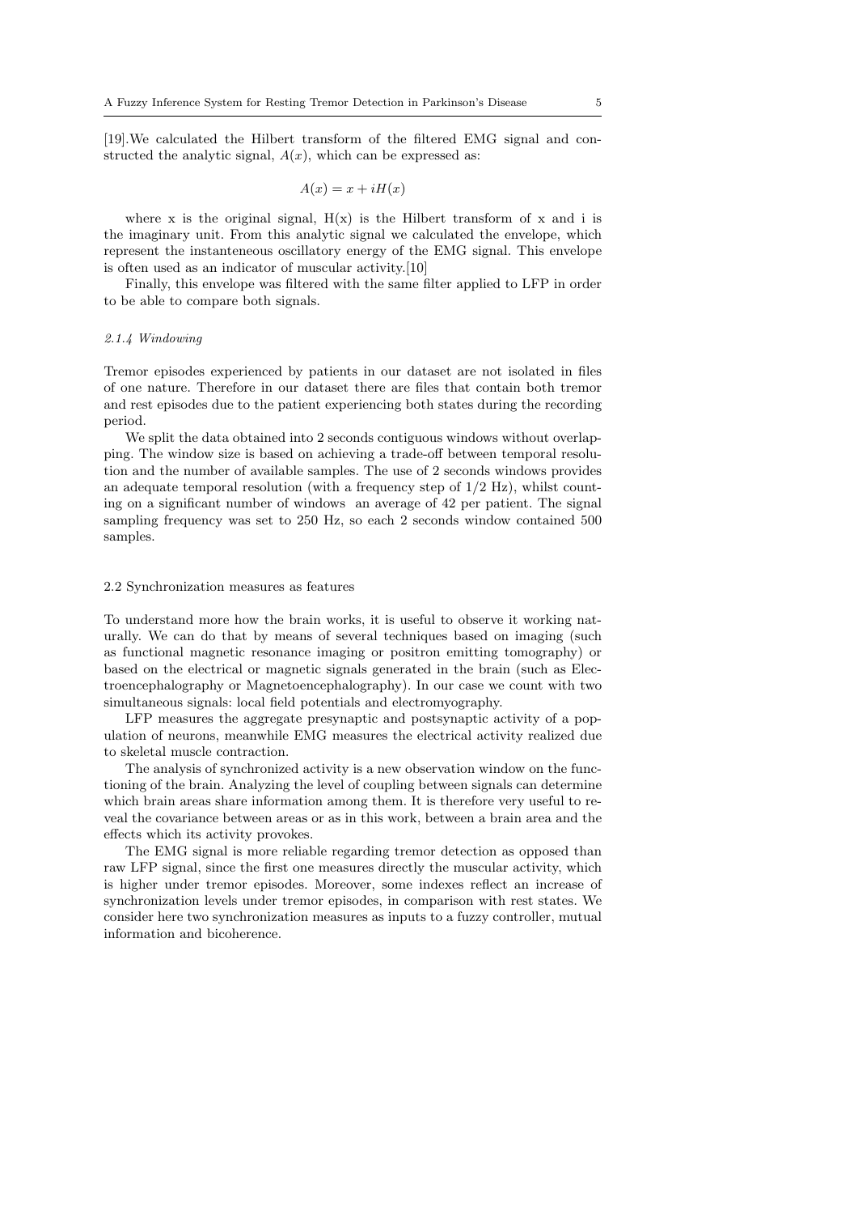[19].We calculated the Hilbert transform of the filtered EMG signal and constructed the analytic signal, $A(x)$, which can be expressed as:

$$A(x) = x + iH(x)$$

where x is the original signal, H(x) is the Hilbert transform of x and i is the imaginary unit. From this analytic signal we calculated the envelope, which represent the instantaneous oscillatory energy of the EMG signal. This envelope is often used as an indicator of muscular activity.[10]

Finally, this envelope was filtered with the same filter applied to LFP in order to be able to compare both signals.

#### *2.1.4 Windowing*

Tremor episodes experienced by patients in our dataset are not isolated in files of one nature. Therefore in our dataset there are files that contain both tremor and rest episodes due to the patient experiencing both states during the recording period.

We split the data obtained into 2 seconds contiguous windows without overlapping. The window size is based on achieving a trade-off between temporal resolution and the number of available samples. The use of 2 seconds windows provides an adequate temporal resolution (with a frequency step of 1/2 Hz), whilst counting on a significant number of windows  an average of 42 per patient. The signal sampling frequency was set to 250 Hz, so each 2 seconds window contained 500 samples.

### 2.2 Synchronization measures as features

To understand more how the brain works, it is useful to observe it working naturally. We can do that by means of several techniques based on imaging (such as functional magnetic resonance imaging or positron emitting tomography) or based on the electrical or magnetic signals generated in the brain (such as Electroencephalography or Magnetoencephalography). In our case we count with two simultaneous signals: local field potentials and electromyography.

LFP measures the aggregate presynaptic and postsynaptic activity of a population of neurons, meanwhile EMG measures the electrical activity realized due to skeletal muscle contraction.

The analysis of synchronized activity is a new observation window on the functioning of the brain. Analyzing the level of coupling between signals can determine which brain areas share information among them. It is therefore very useful to reveal the covariance between areas or as in this work, between a brain area and the effects which its activity provokes.

The EMG signal is more reliable regarding tremor detection as opposed than raw LFP signal, since the first one measures directly the muscular activity, which is higher under tremor episodes. Moreover, some indexes reflect an increase of synchronization levels under tremor episodes, in comparison with rest states. We consider here two synchronization measures as inputs to a fuzzy controller, mutual information and bicoherence.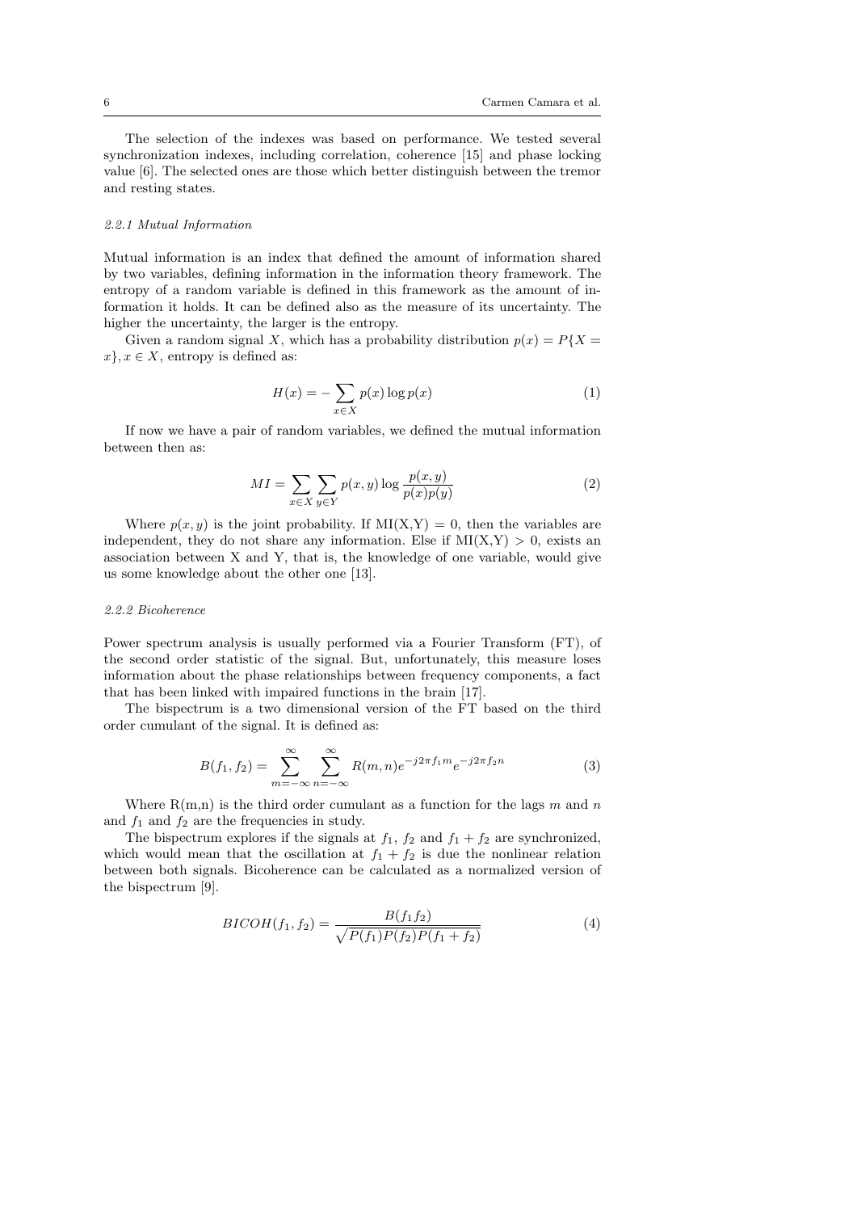The selection of the indexes was based on performance. We tested several synchronization indexes, including correlation, coherence [15] and phase locking value [6]. The selected ones are those which better distinguish between the tremor and resting states.

#### *2.2.1 Mutual Information*

Mutual information is an index that defined the amount of information shared by two variables, defining information in the information theory framework. The entropy of a random variable is defined in this framework as the amount of information it holds. It can be defined also as the measure of its uncertainty. The higher the uncertainty, the larger is the entropy.

Given a random signal $X$, which has a probability distribution $p(x) = P\{X = x\}, x \in X$, entropy is defined as:

$$H(x) = -\sum_{x \in X} p(x) \log p(x) \tag{1}$$

If now we have a pair of random variables, we defined the mutual information between then as:

$$MI = \sum_{x \in X} \sum_{y \in Y} p(x, y) \log \frac{p(x, y)}{p(x)p(y)} \tag{2}$$

Where $p(x, y)$ is the joint probability. If MI(X,Y) = 0, then the variables are independent, they do not share any information. Else if MI(X,Y) > 0, exists an association between X and Y, that is, the knowledge of one variable, would give us some knowledge about the other one [13].

#### *2.2.2 Bicoherence*

Power spectrum analysis is usually performed via a Fourier Transform (FT), of the second order statistic of the signal. But, unfortunately, this measure loses information about the phase relationships between frequency components, a fact that has been linked with impaired functions in the brain [17].

The bispectrum is a two dimensional version of the FT based on the third order cumulant of the signal. It is defined as:

$$B(f_1, f_2) = \sum_{m=-\infty}^{\infty} \sum_{n=-\infty}^{\infty} R(m, n) e^{-j2\pi f_1 m} e^{-j2\pi f_2 n} \tag{3}$$

Where R(m,n) is the third order cumulant as a function for the lags $m$ and $n$ and $f_1$ and $f_2$ are the frequencies in study.

The bispectrum explores if the signals at $f_1$, $f_2$ and $f_1 + f_2$ are synchronized, which would mean that the oscillation at $f_1 + f_2$ is due the nonlinear relation between both signals. Bicoherence can be calculated as a normalized version of the bispectrum [9].

$$BICOH(f_1, f_2) = \frac{B(f_1 f_2)}{\sqrt{P(f_1)P(f_2)P(f_1 + f_2)}} \tag{4}$$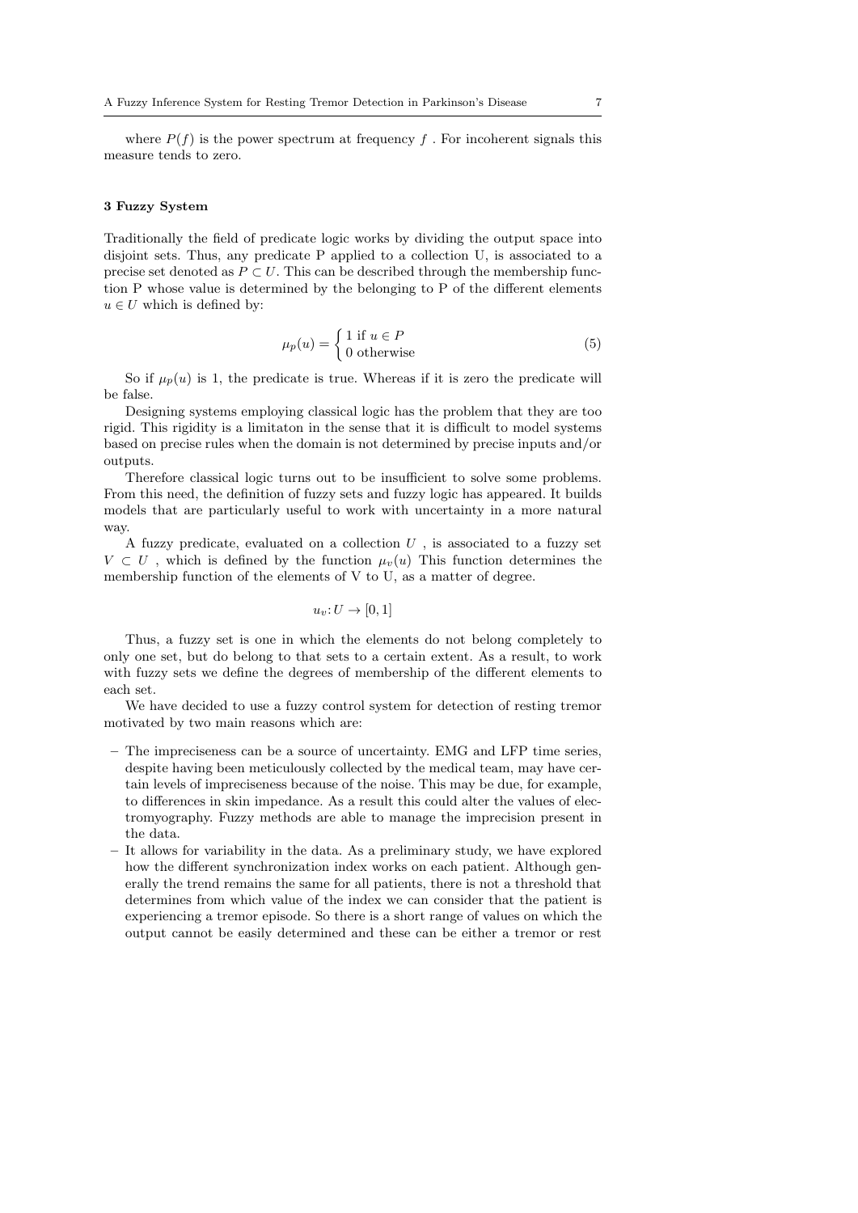where $P(f)$ is the power spectrum at frequency $f$ . For incoherent signals this measure tends to zero.

### 3 Fuzzy System

Traditionally the field of predicate logic works by dividing the output space into disjoint sets. Thus, any predicate P applied to a collection U, is associated to a precise set denoted as $P \subset U$. This can be described through the membership function P whose value is determined by the belonging to P of the different elements $u \in U$ which is defined by:

$$\mu_p(u) = \begin{cases} 1 \text{ if } u \in P \\ 0 \text{ otherwise} \end{cases} \tag{5}$$

So if $\mu_p(u)$ is 1, the predicate is true. Whereas if it is zero the predicate will be false.

Designing systems employing classical logic has the problem that they are too rigid. This rigidity is a limitaton in the sense that it is difficult to model systems based on precise rules when the domain is not determined by precise inputs and/or outputs.

Therefore classical logic turns out to be insufficient to solve some problems. From this need, the definition of fuzzy sets and fuzzy logic has appeared. It builds models that are particularly useful to work with uncertainty in a more natural way.

A fuzzy predicate, evaluated on a collection $U$ , is associated to a fuzzy set $V \subset U$ , which is defined by the function $\mu_v(u)$ This function determines the membership function of the elements of V to U, as a matter of degree.

$$u_v : U \rightarrow [0, 1]$$

Thus, a fuzzy set is one in which the elements do not belong completely to only one set, but do belong to that sets to a certain extent. As a result, to work with fuzzy sets we define the degrees of membership of the different elements to each set.

We have decided to use a fuzzy control system for detection of resting tremor motivated by two main reasons which are:

- The impreciseness can be a source of uncertainty. EMG and LFP time series, despite having been meticulously collected by the medical team, may have certain levels of impreciseness because of the noise. This may be due, for example, to differences in skin impedance. As a result this could alter the values of electromyography. Fuzzy methods are able to manage the imprecision present in the data.
- It allows for variability in the data. As a preliminary study, we have explored how the different synchronization index works on each patient. Although generally the trend remains the same for all patients, there is not a threshold that determines from which value of the index we can consider that the patient is experiencing a tremor episode. So there is a short range of values on which the output cannot be easily determined and these can be either a tremor or rest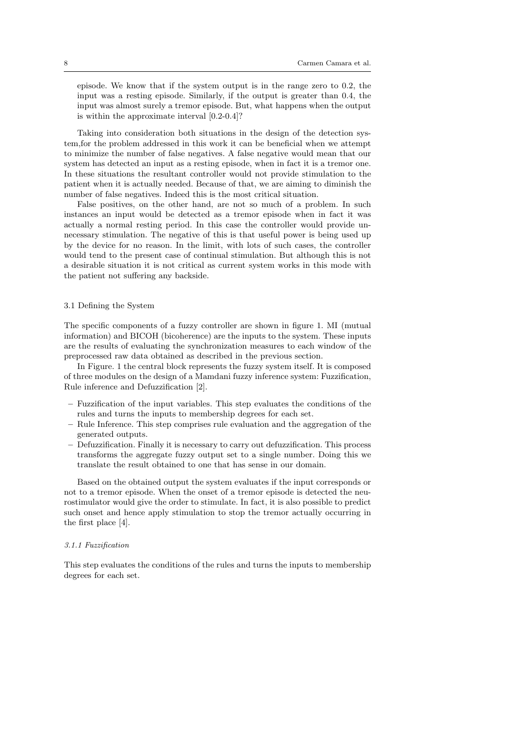episode. We know that if the system output is in the range zero to 0.2, the input was a resting episode. Similarly, if the output is greater than 0.4, the input was almost surely a tremor episode. But, what happens when the output is within the approximate interval [0.2-0.4]?

Taking into consideration both situations in the design of the detection system,for the problem addressed in this work it can be beneficial when we attempt to minimize the number of false negatives. A false negative would mean that our system has detected an input as a resting episode, when in fact it is a tremor one. In these situations the resultant controller would not provide stimulation to the patient when it is actually needed. Because of that, we are aiming to diminish the number of false negatives. Indeed this is the most critical situation.

False positives, on the other hand, are not so much of a problem. In such instances an input would be detected as a tremor episode when in fact it was actually a normal resting period. In this case the controller would provide unnecessary stimulation. The negative of this is that useful power is being used up by the device for no reason. In the limit, with lots of such cases, the controller would tend to the present case of continual stimulation. But although this is not a desirable situation it is not critical as current system works in this mode with the patient not suffering any backside.

### 3.1 Defining the System

The specific components of a fuzzy controller are shown in figure 1. MI (mutual information) and BICOH (bicoherence) are the inputs to the system. These inputs are the results of evaluating the synchronization measures to each window of the preprocessed raw data obtained as described in the previous section.

In Figure. 1 the central block represents the fuzzy system itself. It is composed of three modules on the design of a Mamdani fuzzy inference system: Fuzzification, Rule inference and Defuzzification [2].

- Fuzzification of the input variables. This step evaluates the conditions of the rules and turns the inputs to membership degrees for each set.
- Rule Inference. This step comprises rule evaluation and the aggregation of the generated outputs.
- Defuzzification. Finally it is necessary to carry out defuzzification. This process transforms the aggregate fuzzy output set to a single number. Doing this we translate the result obtained to one that has sense in our domain.

Based on the obtained output the system evaluates if the input corresponds or not to a tremor episode. When the onset of a tremor episode is detected the neurostimulator would give the order to stimulate. In fact, it is also possible to predict such onset and hence apply stimulation to stop the tremor actually occurring in the first place [4].

#### *3.1.1 Fuzzification*

This step evaluates the conditions of the rules and turns the inputs to membership degrees for each set.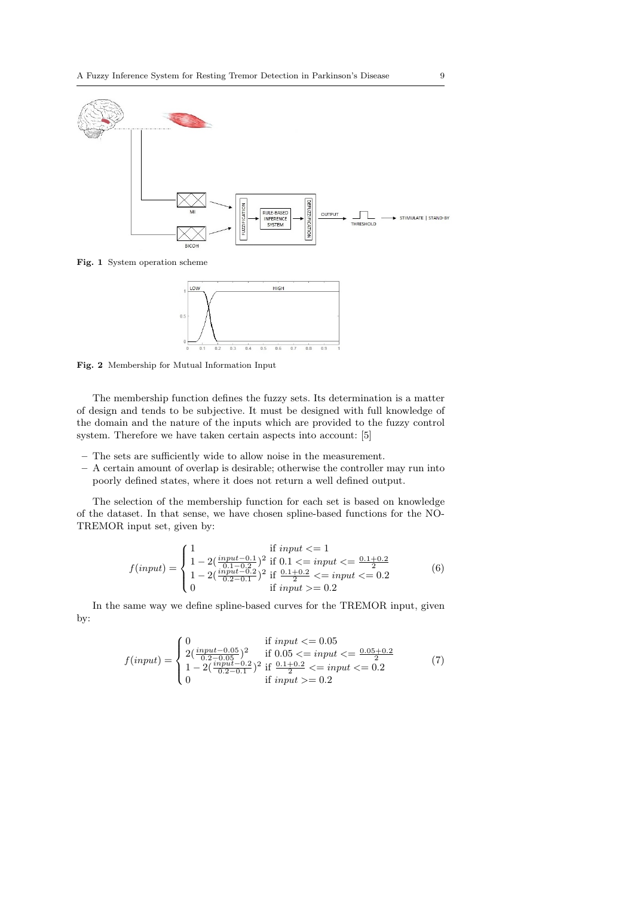Fig. 1 System operation scheme

Fig. 2 Membership for Mutual Information Input

The membership function defines the fuzzy sets. Its determination is a matter of design and tends to be subjective. It must be designed with full knowledge of the domain and the nature of the inputs which are provided to the fuzzy control system. Therefore we have taken certain aspects into account: [5]

– The sets are sufficiently wide to allow noise in the measurement.
– A certain amount of overlap is desirable; otherwise the controller may run into poorly defined states, where it does not return a well defined output.

The selection of the membership function for each set is based on knowledge of the dataset. In that sense, we have chosen spline-based functions for the NO-TREMOR input set, given by:

$$f(input) = \begin{cases} 1 & \text{if } input <= 1 \\ 1 - 2(\frac{input-0.1}{0.1-0.2})^2 & \text{if } 0.1 <= input <= \frac{0.1+0.2}{2} \\ 1 - 2(\frac{input-0.2}{0.2-0.1})^2 & \text{if } \frac{0.1+0.2}{2} <= input <= 0.2 \\ 0 & \text{if } input >= 0.2 \end{cases} \tag{6}$$

In the same way we define spline-based curves for the TREMOR input, given by:

$$f(input) = \begin{cases} 0 & \text{if } input <= 0.05 \\ 2(\frac{input-0.05}{0.2-0.05})^2 & \text{if } 0.05 <= input <= \frac{0.05+0.2}{2} \\ 1 - 2(\frac{input-0.2}{0.2-0.1})^2 & \text{if } \frac{0.1+0.2}{2} <= input <= 0.2 \\ 0 & \text{if } input >= 0.2 \end{cases} \tag{7}$$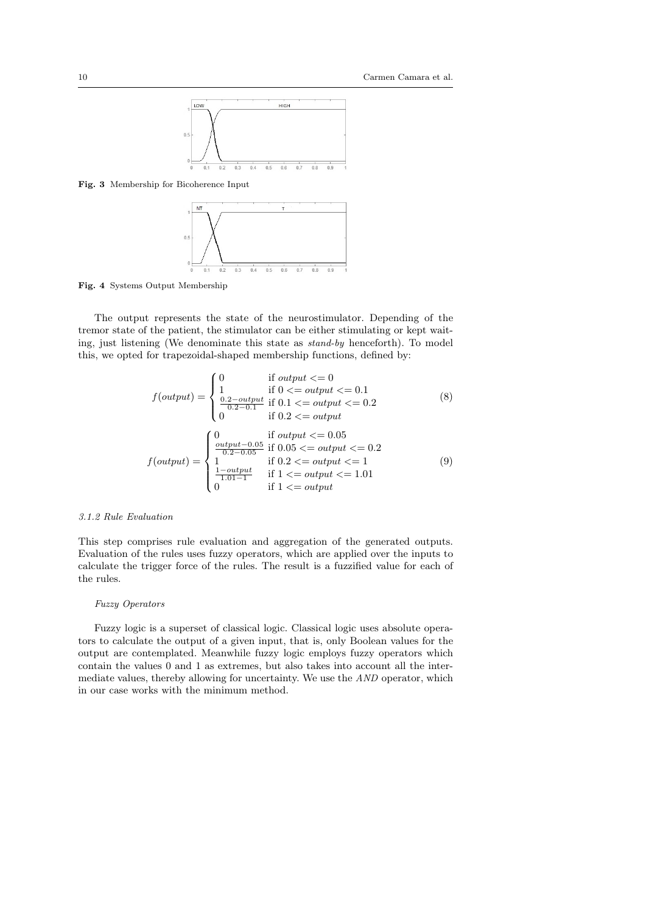Fig. 3 Membership for Bicoherence Input

Fig. 4 Systems Output Membership

The output represents the state of the neurostimulator. Depending of the tremor state of the patient, the stimulator can be either stimulating or kept waiting, just listening (We denominate this state as *stand-by* henceforth). To model this, we opted for trapezoidal-shaped membership functions, defined by:

$$
f(output) = \begin{cases} 0 & \text{if } output <= 0 \\ 1 & \text{if } 0 <= output <= 0.1 \\ \frac{0.2 - output}{0.2 - 0.1} & \text{if } 0.1 <= output <= 0.2 \\ 0 & \text{if } 0.2 <= output \end{cases} \tag{8}
$$

$$
f(output) = \begin{cases} 0 & \text{if } output <= 0.05 \\ \frac{output - 0.05}{0.2 - 0.05} & \text{if } 0.05 <= output <= 0.2 \\ 1 & \text{if } 0.2 <= output <= 1 \\ \frac{1 - output}{1.01 - 1} & \text{if } 1 <= output <= 1.01 \\ 0 & \text{if } 1 <= output \end{cases} \tag{9}
$$

*3.1.2 Rule Evaluation*

This step comprises rule evaluation and aggregation of the generated outputs. Evaluation of the rules uses fuzzy operators, which are applied over the inputs to calculate the trigger force of the rules. The result is a fuzzified value for each of the rules.

*Fuzzy Operators*

Fuzzy logic is a superset of classical logic. Classical logic uses absolute operators to calculate the output of a given input, that is, only Boolean values for the output are contemplated. Meanwhile fuzzy logic employs fuzzy operators which contain the values 0 and 1 as extremes, but also takes into account all the intermediate values, thereby allowing for uncertainty. We use the *AND* operator, which in our case works with the minimum method.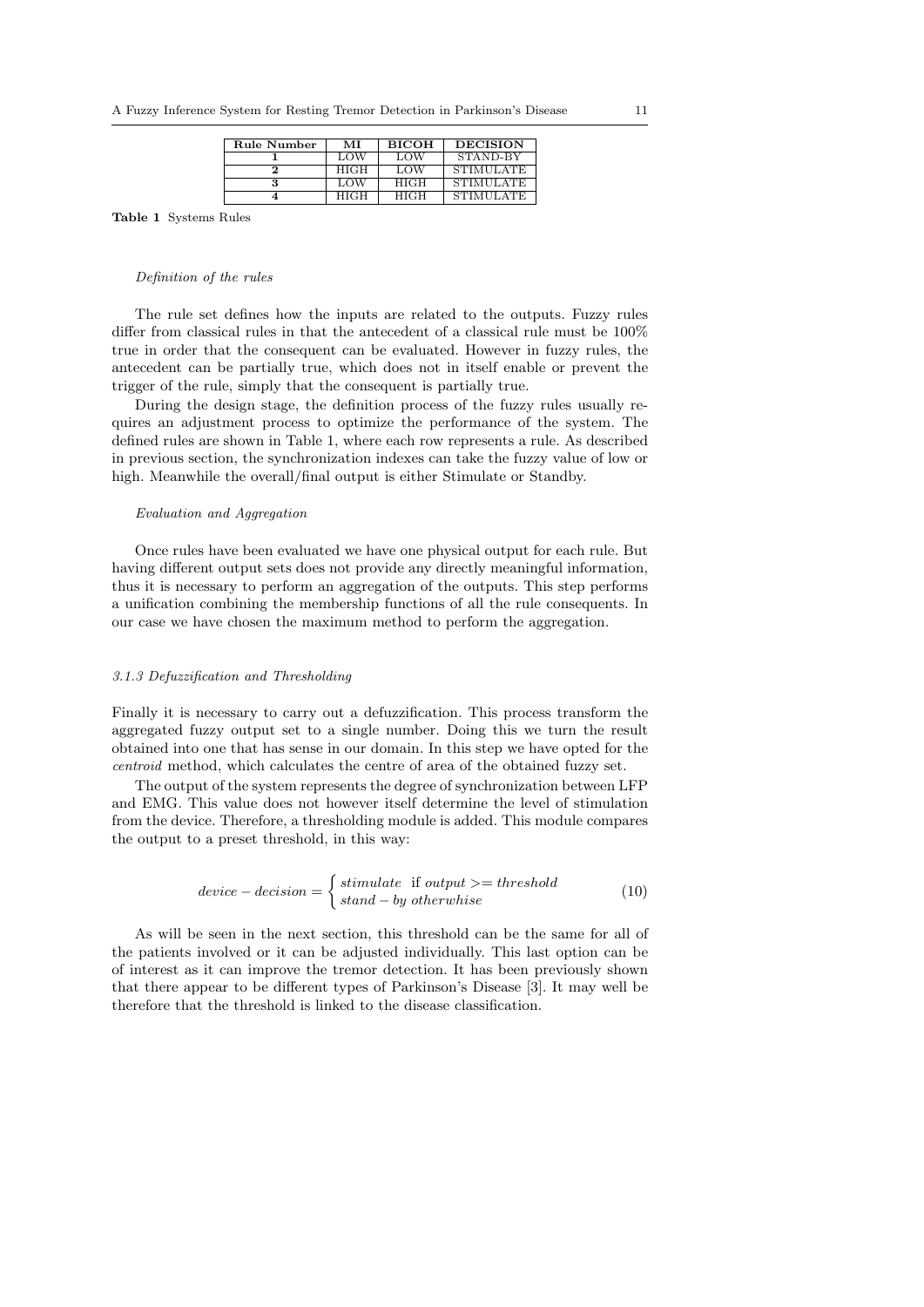| Rule Number | MI | BICOH | DECISION |
|---|---|---|---|
| **1** | LOW | LOW | STAND-BY |
| **2** | HIGH | LOW | STIMULATE |
| **3** | LOW | HIGH | STIMULATE |
| **4** | HIGH | HIGH | STIMULATE |

**Table 1** Systems Rules

*Definition of the rules*

The rule set defines how the inputs are related to the outputs. Fuzzy rules differ from classical rules in that the antecedent of a classical rule must be 100% true in order that the consequent can be evaluated. However in fuzzy rules, the antecedent can be partially true, which does not in itself enable or prevent the trigger of the rule, simply that the consequent is partially true.

During the design stage, the definition process of the fuzzy rules usually requires an adjustment process to optimize the performance of the system. The defined rules are shown in Table 1, where each row represents a rule. As described in previous section, the synchronization indexes can take the fuzzy value of low or high. Meanwhile the overall/final output is either Stimulate or Standby.

*Evaluation and Aggregation*

Once rules have been evaluated we have one physical output for each rule. But having different output sets does not provide any directly meaningful information, thus it is necessary to perform an aggregation of the outputs. This step performs a unification combining the membership functions of all the rule consequents. In our case we have chosen the maximum method to perform the aggregation.

#### *3.1.3 Defuzzification and Thresholding*

Finally it is necessary to carry out a defuzzification. This process transform the aggregated fuzzy output set to a single number. Doing this we turn the result obtained into one that has sense in our domain. In this step we have opted for the *centroid* method, which calculates the centre of area of the obtained fuzzy set.

The output of the system represents the degree of synchronization between LFP and EMG. This value does not however itself determine the level of stimulation from the device. Therefore, a thresholding module is added. This module compares the output to a preset threshold, in this way:

$$device - decision = \begin{cases} stimulate \text{ if } output >= threshold \\ stand - by \; otherwhise \end{cases} \tag{10}$$

As will be seen in the next section, this threshold can be the same for all of the patients involved or it can be adjusted individually. This last option can be of interest as it can improve the tremor detection. It has been previously shown that there appear to be different types of Parkinson's Disease [3]. It may well be therefore that the threshold is linked to the disease classification.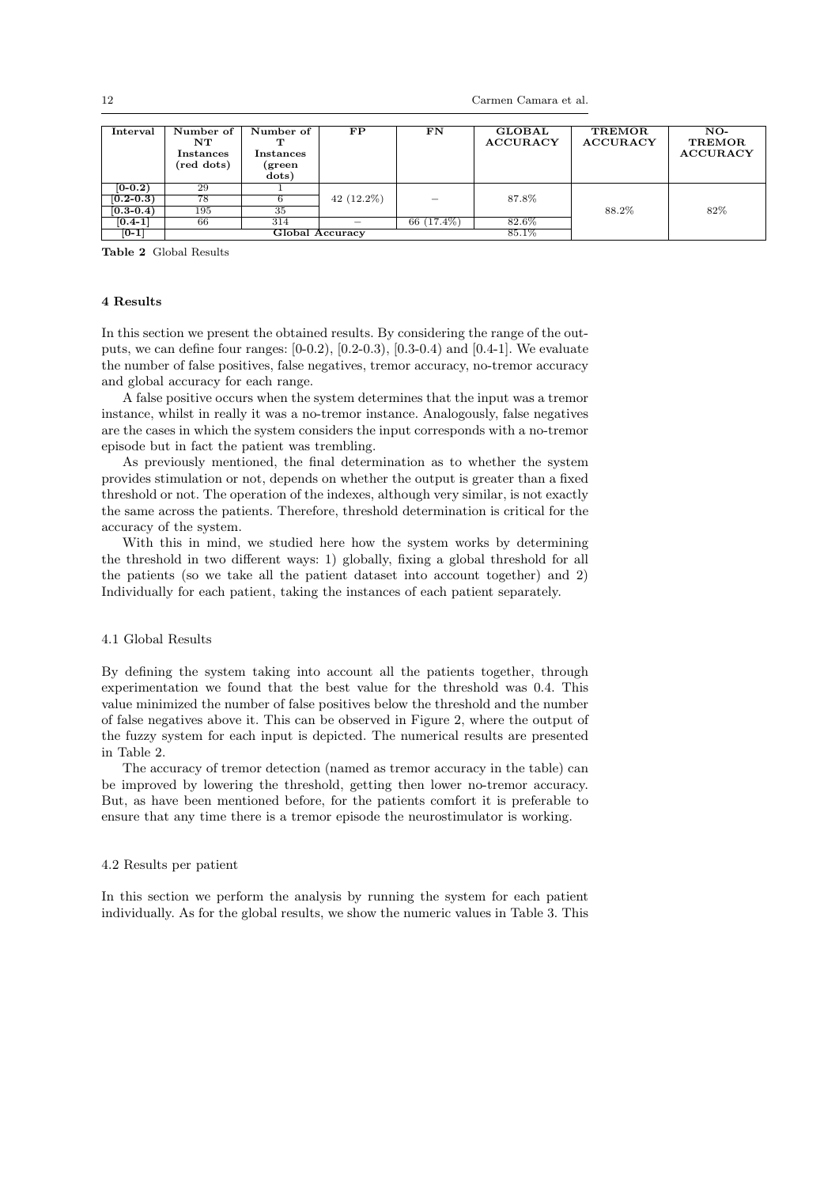| Interval | Number of NT Instances (red dots) | Number of T Instances (green dots) | FP | FN | GLOBAL ACCURACY | TREMOR ACCURACY | NO-TREMOR ACCURACY |
|---|---|---|---|---|---|---|---|
| [0-0.2) | 29 | 1 | 42 (12.2%) | – | 87.8% | 88.2% | 82% |
| [0.2-0.3) | 78 | 6 | | | | | |
| [0.3-0.4) | 195 | 35 | | | | | |
| [0.4-1] | 66 | 314 | – | 66 (17.4%) | 82.6% | | |
| [0-1] | Global Accuracy | | | | 85.1% | | |

**Table 2** Global Results

### 4 Results

In this section we present the obtained results. By considering the range of the outputs, we can define four ranges: [0-0.2), [0.2-0.3), [0.3-0.4) and [0.4-1]. We evaluate the number of false positives, false negatives, tremor accuracy, no-tremor accuracy and global accuracy for each range.

A false positive occurs when the system determines that the input was a tremor instance, whilst in really it was a no-tremor instance. Analogously, false negatives are the cases in which the system considers the input corresponds with a no-tremor episode but in fact the patient was trembling.

As previously mentioned, the final determination as to whether the system provides stimulation or not, depends on whether the output is greater than a fixed threshold or not. The operation of the indexes, although very similar, is not exactly the same across the patients. Therefore, threshold determination is critical for the accuracy of the system.

With this in mind, we studied here how the system works by determining the threshold in two different ways: 1) globally, fixing a global threshold for all the patients (so we take all the patient dataset into account together) and 2) Individually for each patient, taking the instances of each patient separately.

#### 4.1 Global Results

By defining the system taking into account all the patients together, through experimentation we found that the best value for the threshold was 0.4. This value minimized the number of false positives below the threshold and the number of false negatives above it. This can be observed in Figure 2, where the output of the fuzzy system for each input is depicted. The numerical results are presented in Table 2.

The accuracy of tremor detection (named as tremor accuracy in the table) can be improved by lowering the threshold, getting then lower no-tremor accuracy. But, as have been mentioned before, for the patients comfort it is preferable to ensure that any time there is a tremor episode the neurostimulator is working.

#### 4.2 Results per patient

In this section we perform the analysis by running the system for each patient individually. As for the global results, we show the numeric values in Table 3. This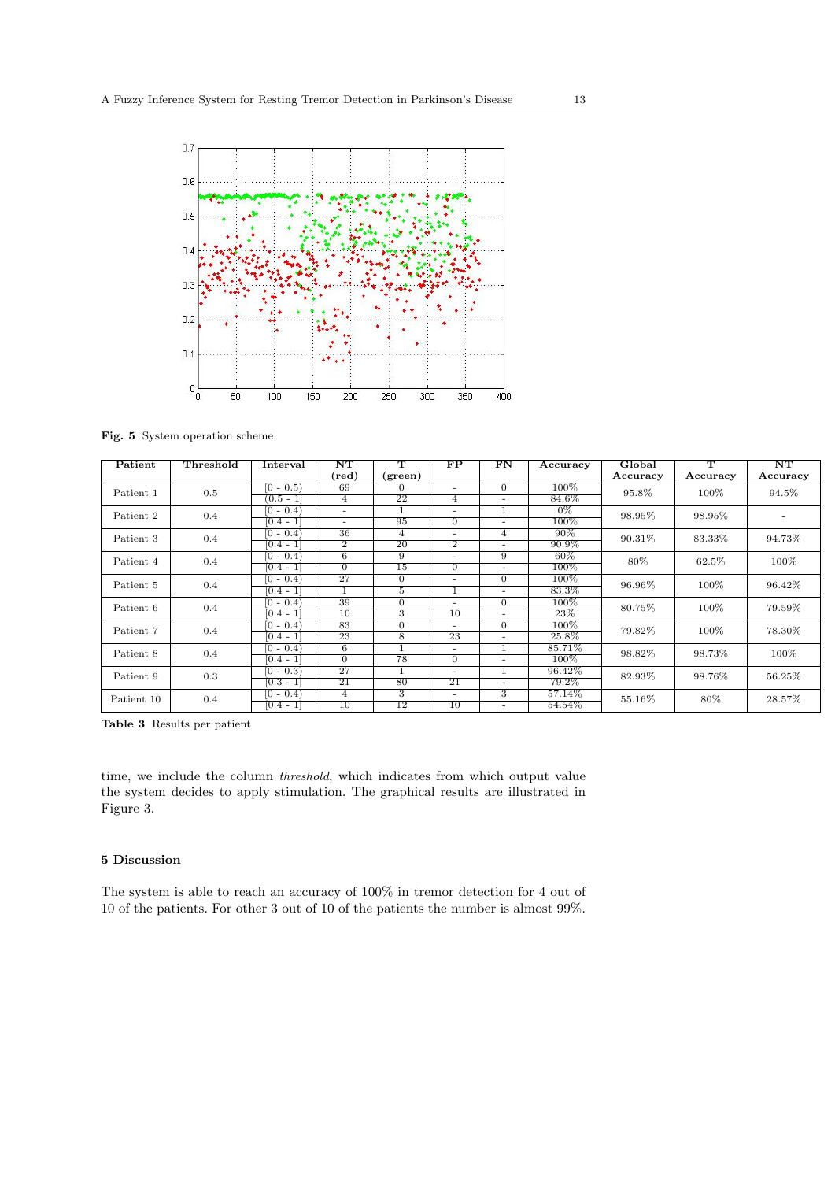Fig. 5 System operation scheme

| Patient | Threshold | Interval | NT (red) | T (green) | FP | FN | Accuracy | Global Accuracy | T Accuracy | NT Accuracy |
|---|---|---|---|---|---|---|---|---|---|---|
| Patient 1 | 0.5 | [0 - 0.5) | 69 | 0 | - | 0 | 100% | 95.8% | 100% | 94.5% |
| | | (0.5 - 1] | 4 | 22 | 4 | - | 84.6% | | | |
| Patient 2 | 0.4 | [0 - 0.4) | - | 1 | - | 1 | 0% | 98.95% | 98.95% | - |
| | | [0.4 - 1] | - | 95 | 0 | - | 100% | | | |
| Patient 3 | 0.4 | [0 - 0.4) | 36 | 4 | - | 4 | 90% | 90.31% | 83.33% | 94.73% |
| | | [0.4 - 1] | 2 | 20 | 2 | - | 90.9% | | | |
| Patient 4 | 0.4 | [0 - 0.4) | 6 | 9 | - | 9 | 60% | 80% | 62.5% | 100% |
| | | [0.4 - 1] | 0 | 15 | 0 | - | 100% | | | |
| Patient 5 | 0.4 | [0 - 0.4) | 27 | 0 | - | 0 | 100% | 96.96% | 100% | 96.42% |
| | | [0.4 - 1] | 1 | 5 | 1 | - | 83.3% | | | |
| Patient 6 | 0.4 | [0 - 0.4) | 39 | 0 | - | 0 | 100% | 80.75% | 100% | 79.59% |
| | | [0.4 - 1] | 10 | 3 | 10 | - | 23% | | | |
| Patient 7 | 0.4 | [0 - 0.4) | 83 | 0 | - | 0 | 100% | 79.82% | 100% | 78.30% |
| | | [0.4 - 1] | 23 | 8 | 23 | - | 25.8% | | | |
| Patient 8 | 0.4 | [0 - 0.4) | 6 | 1 | - | 1 | 85.71% | 98.82% | 98.73% | 100% |
| | | [0.4 - 1] | 0 | 78 | 0 | - | 100% | | | |
| Patient 9 | 0.3 | [0 - 0.3) | 27 | 1 | - | 1 | 96.42% | 82.93% | 98.76% | 56.25% |
| | | [0.3 - 1] | 21 | 80 | 21 | - | 79.2% | | | |
| Patient 10 | 0.4 | [0 - 0.4) | 4 | 3 | - | 3 | 57.14% | 55.16% | 80% | 28.57% |
| | | [0.4 - 1] | 10 | 12 | 10 | - | 54.54% | | | |

Table 3 Results per patient

time, we include the column *threshold*, which indicates from which output value the system decides to apply stimulation. The graphical results are illustrated in Figure 3.

## 5 Discussion

The system is able to reach an accuracy of 100% in tremor detection for 4 out of 10 of the patients. For other 3 out of 10 of the patients the number is almost 99%.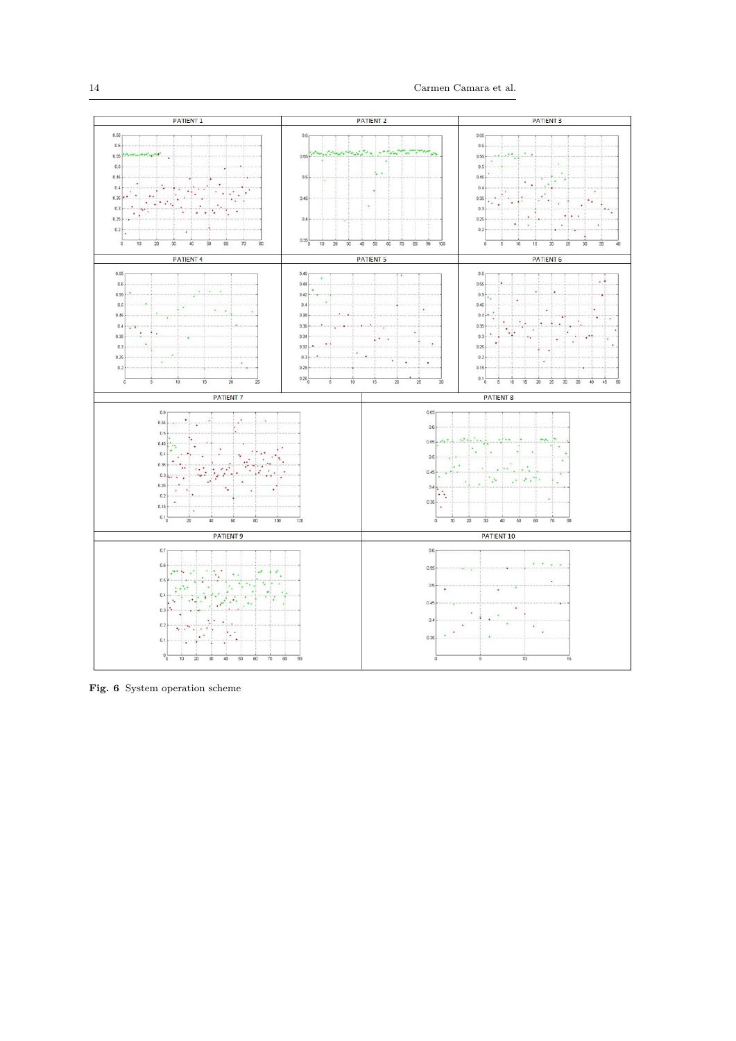**Fig. 6** System operation scheme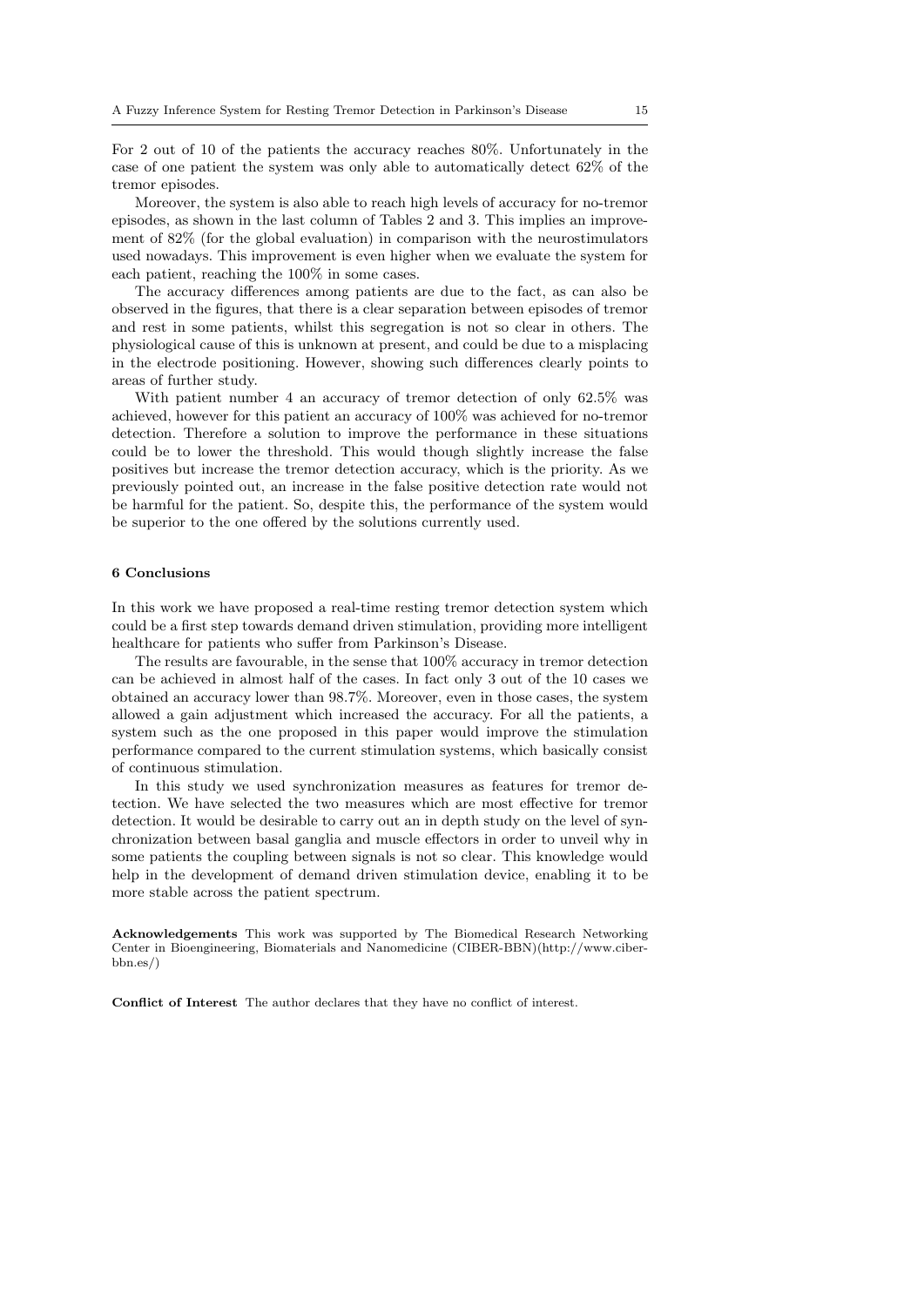For 2 out of 10 of the patients the accuracy reaches 80%. Unfortunately in the case of one patient the system was only able to automatically detect 62% of the tremor episodes.

Moreover, the system is also able to reach high levels of accuracy for no-tremor episodes, as shown in the last column of Tables 2 and 3. This implies an improvement of 82% (for the global evaluation) in comparison with the neurostimulators used nowadays. This improvement is even higher when we evaluate the system for each patient, reaching the 100% in some cases.

The accuracy differences among patients are due to the fact, as can also be observed in the figures, that there is a clear separation between episodes of tremor and rest in some patients, whilst this segregation is not so clear in others. The physiological cause of this is unknown at present, and could be due to a misplacing in the electrode positioning. However, showing such differences clearly points to areas of further study.

With patient number 4 an accuracy of tremor detection of only 62.5% was achieved, however for this patient an accuracy of 100% was achieved for no-tremor detection. Therefore a solution to improve the performance in these situations could be to lower the threshold. This would though slightly increase the false positives but increase the tremor detection accuracy, which is the priority. As we previously pointed out, an increase in the false positive detection rate would not be harmful for the patient. So, despite this, the performance of the system would be superior to the one offered by the solutions currently used.

## 6 Conclusions

In this work we have proposed a real-time resting tremor detection system which could be a first step towards demand driven stimulation, providing more intelligent healthcare for patients who suffer from Parkinson's Disease.

The results are favourable, in the sense that 100% accuracy in tremor detection can be achieved in almost half of the cases. In fact only 3 out of the 10 cases we obtained an accuracy lower than 98.7%. Moreover, even in those cases, the system allowed a gain adjustment which increased the accuracy. For all the patients, a system such as the one proposed in this paper would improve the stimulation performance compared to the current stimulation systems, which basically consist of continuous stimulation.

In this study we used synchronization measures as features for tremor detection. We have selected the two measures which are most effective for tremor detection. It would be desirable to carry out an in depth study on the level of synchronization between basal ganglia and muscle effectors in order to unveil why in some patients the coupling between signals is not so clear. This knowledge would help in the development of demand driven stimulation device, enabling it to be more stable across the patient spectrum.

**Acknowledgements** This work was supported by The Biomedical Research Networking Center in Bioengineering, Biomaterials and Nanomedicine (CIBER-BBN)(http://www.ciber-bbn.es/)

**Conflict of Interest** The author declares that they have no conflict of interest.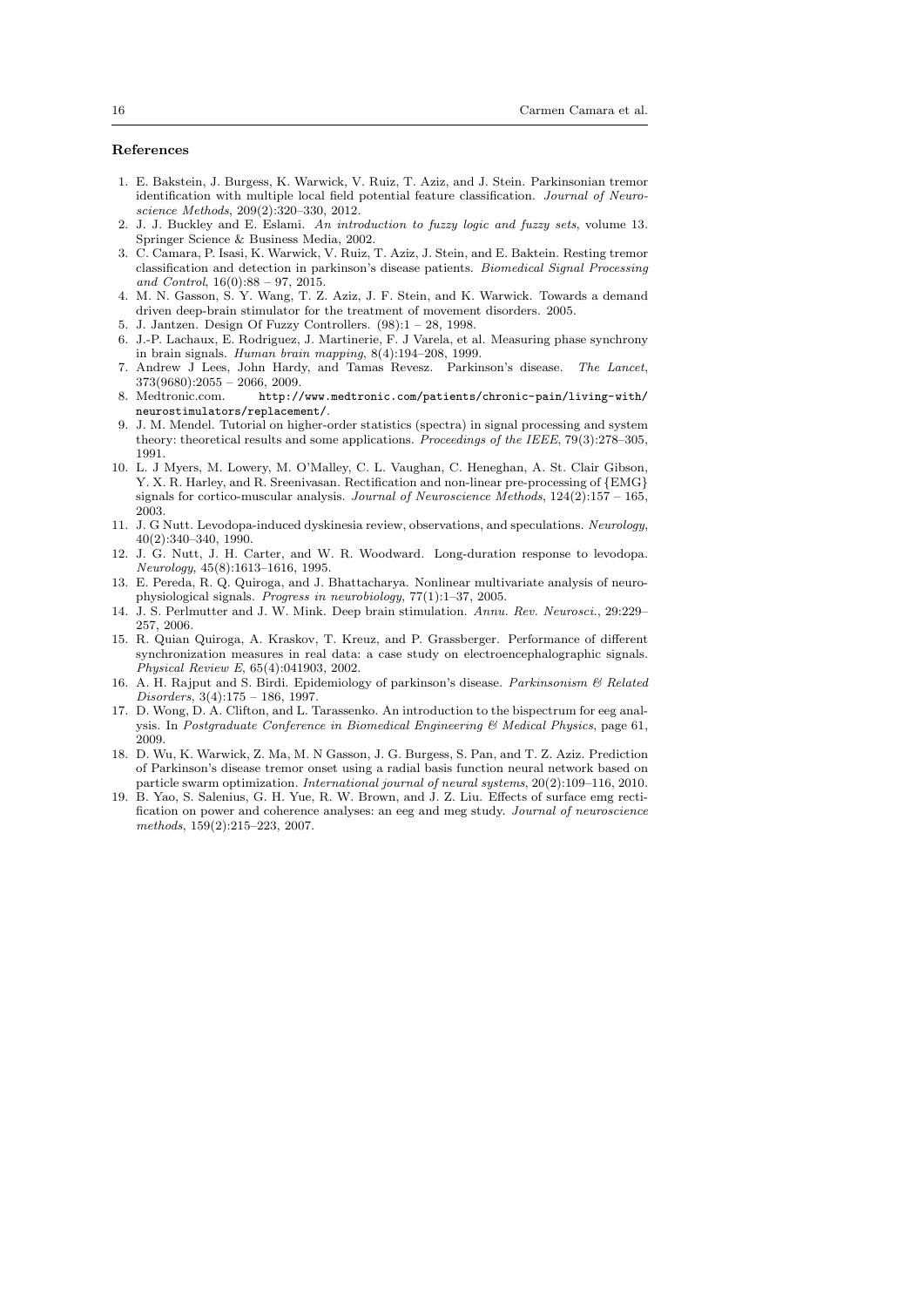### References

1. E. Bakstein, J. Burgess, K. Warwick, V. Ruiz, T. Aziz, and J. Stein. Parkinsonian tremor identification with multiple local field potential feature classification. *Journal of Neuroscience Methods*, 209(2):320–330, 2012.
2. J. J. Buckley and E. Eslami. *An introduction to fuzzy logic and fuzzy sets*, volume 13. Springer Science & Business Media, 2002.
3. C. Camara, P. Isasi, K. Warwick, V. Ruiz, T. Aziz, J. Stein, and E. Baktein. Resting tremor classification and detection in parkinson's disease patients. *Biomedical Signal Processing and Control*, 16(0):88 – 97, 2015.
4. M. N. Gasson, S. Y. Wang, T. Z. Aziz, J. F. Stein, and K. Warwick. Towards a demand driven deep-brain stimulator for the treatment of movement disorders. 2005.
5. J. Jantzen. Design Of Fuzzy Controllers. (98):1 – 28, 1998.
6. J.-P. Lachaux, E. Rodriguez, J. Martinerie, F. J Varela, et al. Measuring phase synchrony in brain signals. *Human brain mapping*, 8(4):194–208, 1999.
7. Andrew J Lees, John Hardy, and Tamas Revesz. Parkinson's disease. *The Lancet*, 373(9680):2055 – 2066, 2009.
8. Medtronic.com. `http://www.medtronic.com/patients/chronic-pain/living-with/neurostimulators/replacement/`.
9. J. M. Mendel. Tutorial on higher-order statistics (spectra) in signal processing and system theory: theoretical results and some applications. *Proceedings of the IEEE*, 79(3):278–305, 1991.
10. L. J Myers, M. Lowery, M. O'Malley, C. L. Vaughan, C. Heneghan, A. St. Clair Gibson, Y. X. R. Harley, and R. Sreenivasan. Rectification and non-linear pre-processing of {EMG} signals for cortico-muscular analysis. *Journal of Neuroscience Methods*, 124(2):157 – 165, 2003.
11. J. G Nutt. Levodopa-induced dyskinesia review, observations, and speculations. *Neurology*, 40(2):340–340, 1990.
12. J. G. Nutt, J. H. Carter, and W. R. Woodward. Long-duration response to levodopa. *Neurology*, 45(8):1613–1616, 1995.
13. E. Pereda, R. Q. Quiroga, and J. Bhattacharya. Nonlinear multivariate analysis of neurophysiological signals. *Progress in neurobiology*, 77(1):1–37, 2005.
14. J. S. Perlmutter and J. W. Mink. Deep brain stimulation. *Annu. Rev. Neurosci.*, 29:229–257, 2006.
15. R. Quian Quiroga, A. Kraskov, T. Kreuz, and P. Grassberger. Performance of different synchronization measures in real data: a case study on electroencephalographic signals. *Physical Review E*, 65(4):041903, 2002.
16. A. H. Rajput and S. Birdi. Epidemiology of parkinson's disease. *Parkinsonism & Related Disorders*, 3(4):175 – 186, 1997.
17. D. Wong, D. A. Clifton, and L. Tarassenko. An introduction to the bispectrum for eeg analysis. In *Postgraduate Conference in Biomedical Engineering & Medical Physics*, page 61, 2009.
18. D. Wu, K. Warwick, Z. Ma, M. N Gasson, J. G. Burgess, S. Pan, and T. Z. Aziz. Prediction of Parkinson's disease tremor onset using a radial basis function neural network based on particle swarm optimization. *International journal of neural systems*, 20(2):109–116, 2010.
19. B. Yao, S. Salenius, G. H. Yue, R. W. Brown, and J. Z. Liu. Effects of surface emg rectification on power and coherence analyses: an eeg and meg study. *Journal of neuroscience methods*, 159(2):215–223, 2007.